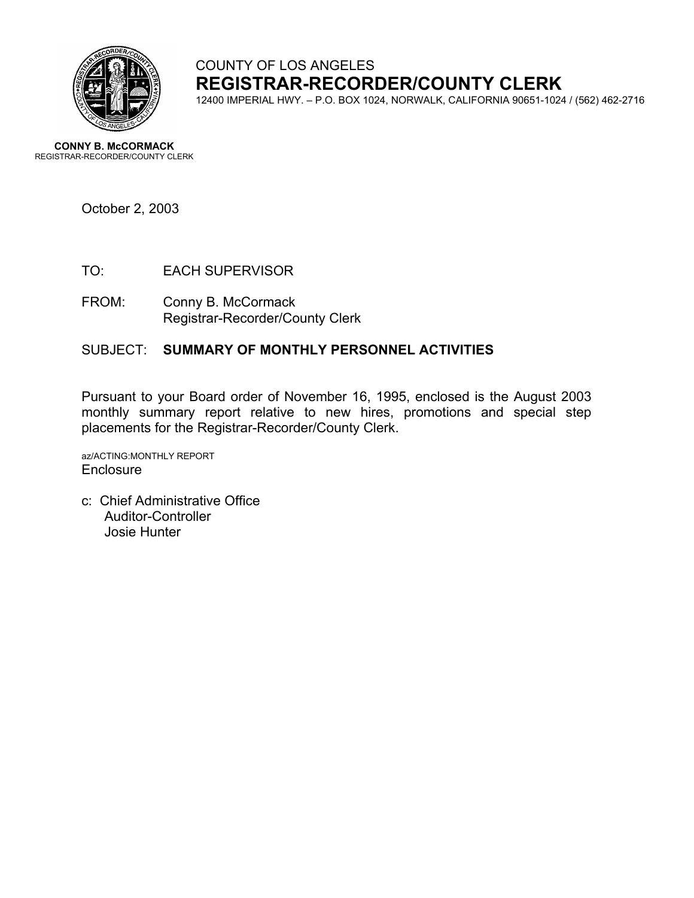COUNTY OF LOS ANGELES

# REGISTRAR-RECORDER/COUNTY CLERK

12400 IMPERIAL HWY. – P.O. BOX 1024, NORWALK, CALIFORNIA 90651-1024 / (562) 462-2716

**CONNY B. McCORMACK**
REGISTRAR-RECORDER/COUNTY CLERK

October 2, 2003

TO: EACH SUPERVISOR

FROM: Conny B. McCormack
Registrar-Recorder/County Clerk

SUBJECT: **SUMMARY OF MONTHLY PERSONNEL ACTIVITIES**

Pursuant to your Board order of November 16, 1995, enclosed is the August 2003 monthly summary report relative to new hires, promotions and special step placements for the Registrar-Recorder/County Clerk.

az/ACTING:MONTHLY REPORT
Enclosure

c: Chief Administrative Office
Auditor-Controller
Josie Hunter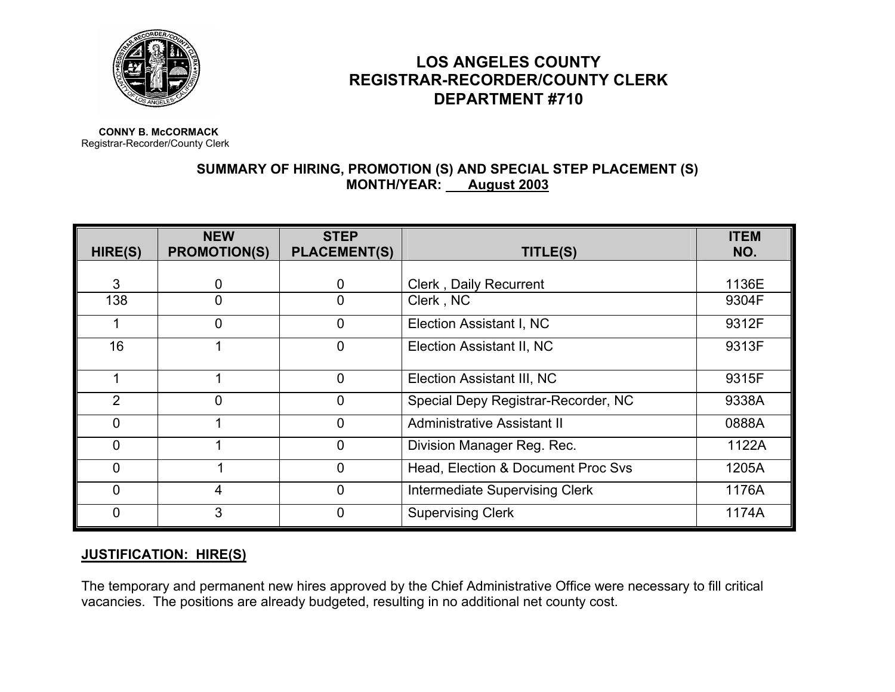# LOS ANGELES COUNTY
# REGISTRAR-RECORDER/COUNTY CLERK
# DEPARTMENT #710

**CONNY B. McCORMACK**
Registrar-Recorder/County Clerk

**SUMMARY OF HIRING, PROMOTION (S) AND SPECIAL STEP PLACEMENT (S)**
**MONTH/YEAR: August 2003**

| HIRE(S) | NEW PROMOTION(S) | STEP PLACEMENT(S) | TITLE(S) | ITEM NO. |
|---|---|---|---|---|
| 3 | 0 | 0 | Clerk , Daily Recurrent | 1136E |
| 138 | 0 | 0 | Clerk , NC | 9304F |
| 1 | 0 | 0 | Election Assistant I, NC | 9312F |
| 16 | 1 | 0 | Election Assistant II, NC | 9313F |
| 1 | 1 | 0 | Election Assistant III, NC | 9315F |
| 2 | 0 | 0 | Special Depy Registrar-Recorder, NC | 9338A |
| 0 | 1 | 0 | Administrative Assistant II | 0888A |
| 0 | 1 | 0 | Division Manager Reg. Rec. | 1122A |
| 0 | 1 | 0 | Head, Election & Document Proc Svs | 1205A |
| 0 | 4 | 0 | Intermediate Supervising Clerk | 1176A |
| 0 | 3 | 0 | Supervising Clerk | 1174A |

**JUSTIFICATION: HIRE(S)**

The temporary and permanent new hires approved by the Chief Administrative Office were necessary to fill critical vacancies. The positions are already budgeted, resulting in no additional net county cost.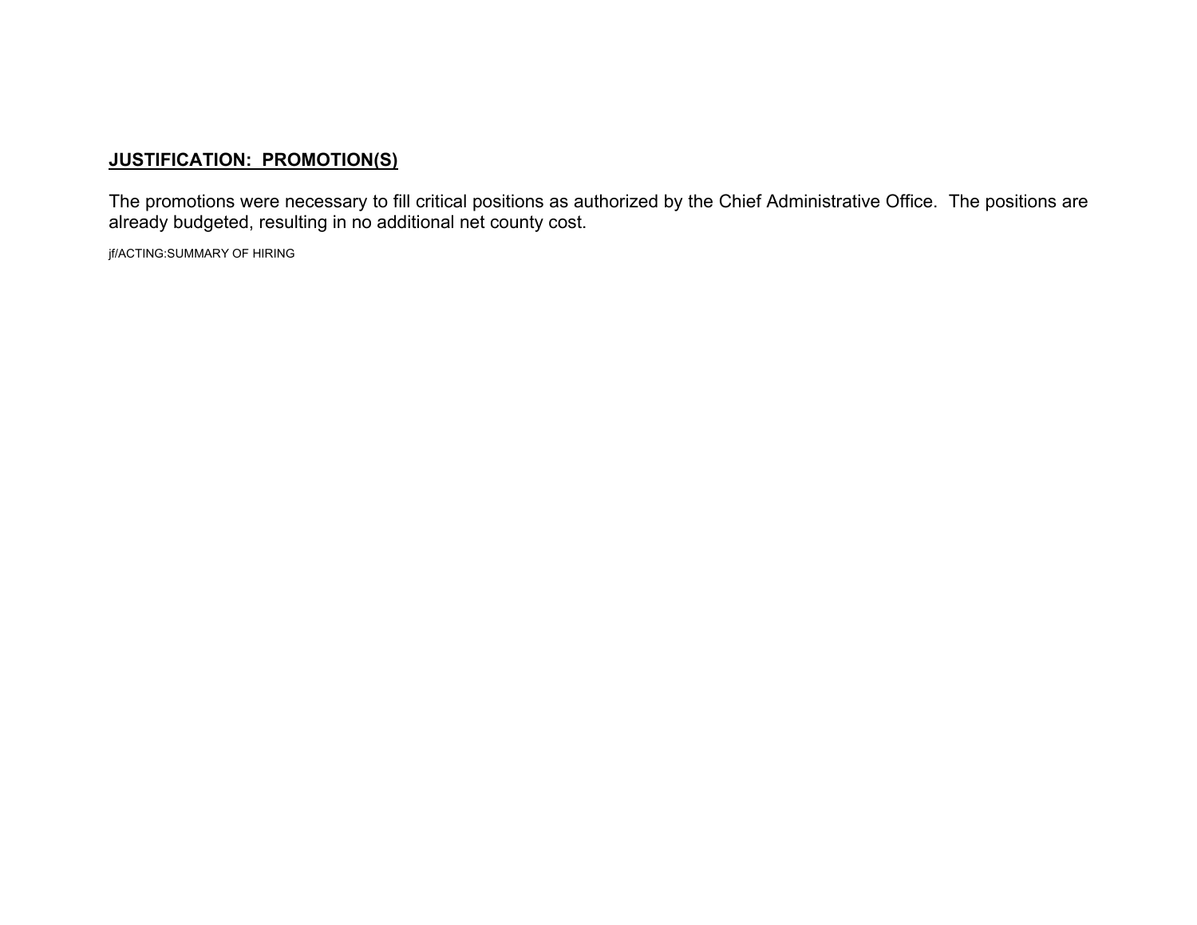**<u>JUSTIFICATION: PROMOTION(S)</u>**

The promotions were necessary to fill critical positions as authorized by the Chief Administrative Office. The positions are already budgeted, resulting in no additional net county cost.

jf/ACTING:SUMMARY OF HIRING